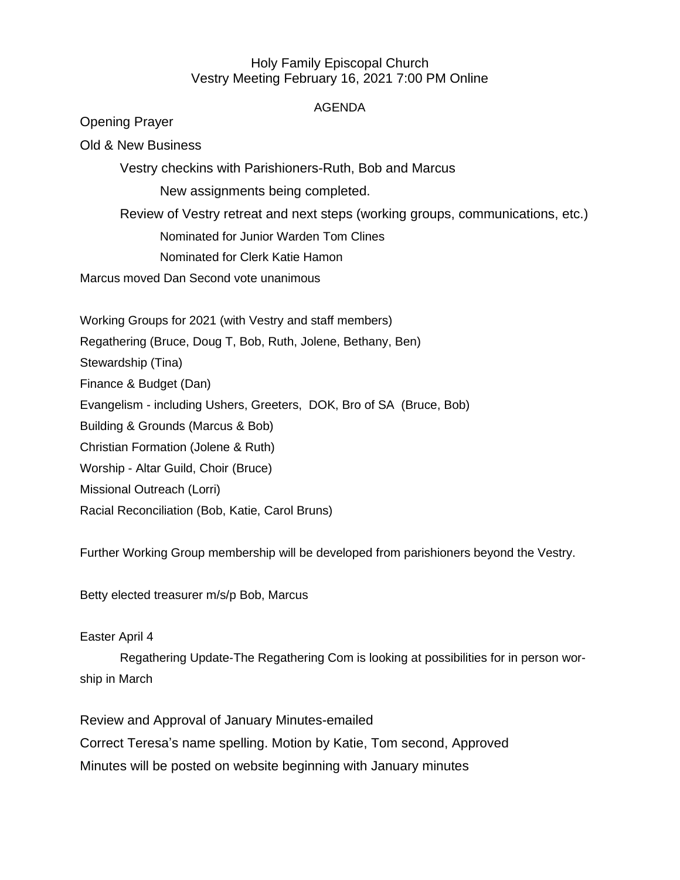# Holy Family Episcopal Church
## Vestry Meeting February 16, 2021 7:00 PM Online

AGENDA

Opening Prayer

Old & New Business

- Vestry checkins with Parishioners-Ruth, Bob and Marcus
  - New assignments being completed.
- Review of Vestry retreat and next steps (working groups, communications, etc.)
  - Nominated for Junior Warden Tom Clines
  - Nominated for Clerk Katie Hamon

Marcus moved Dan Second vote unanimous

Working Groups for 2021 (with Vestry and staff members)
Regathering (Bruce, Doug T, Bob, Ruth, Jolene, Bethany, Ben)
Stewardship (Tina)
Finance & Budget (Dan)
Evangelism - including Ushers, Greeters, DOK, Bro of SA (Bruce, Bob)
Building & Grounds (Marcus & Bob)
Christian Formation (Jolene & Ruth)
Worship - Altar Guild, Choir (Bruce)
Missional Outreach (Lorri)
Racial Reconciliation (Bob, Katie, Carol Bruns)

Further Working Group membership will be developed from parishioners beyond the Vestry.

Betty elected treasurer m/s/p Bob, Marcus

Easter April 4

Regathering Update-The Regathering Com is looking at possibilities for in person worship in March

Review and Approval of January Minutes-emailed
Correct Teresa's name spelling. Motion by Katie, Tom second, Approved
Minutes will be posted on website beginning with January minutes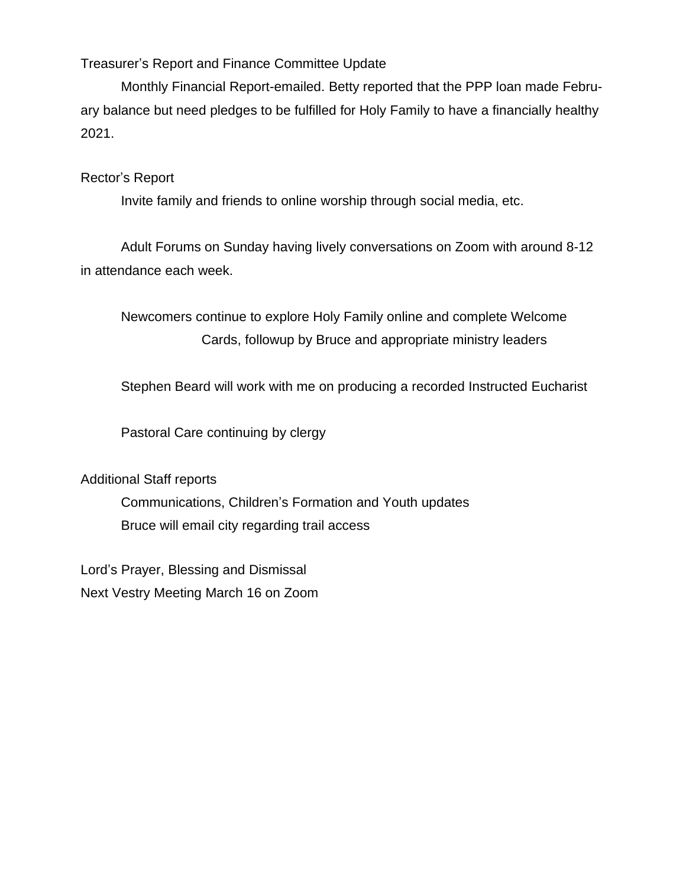Treasurer's Report and Finance Committee Update

Monthly Financial Report-emailed. Betty reported that the PPP loan made February balance but need pledges to be fulfilled for Holy Family to have a financially healthy 2021.

Rector's Report

Invite family and friends to online worship through social media, etc.

Adult Forums on Sunday having lively conversations on Zoom with around 8-12 in attendance each week.

Newcomers continue to explore Holy Family online and complete Welcome Cards, followup by Bruce and appropriate ministry leaders

Stephen Beard will work with me on producing a recorded Instructed Eucharist

Pastoral Care continuing by clergy

Additional Staff reports

Communications, Children's Formation and Youth updates
Bruce will email city regarding trail access

Lord's Prayer, Blessing and Dismissal
Next Vestry Meeting March 16 on Zoom